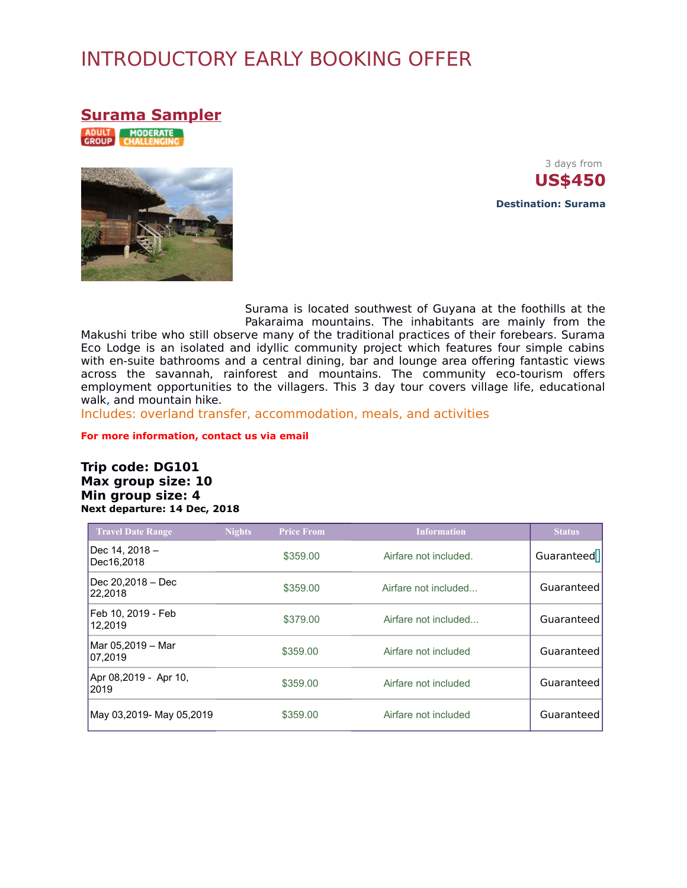# INTRODUCTORY EARLY BOOKING OFFER

## Surama Sampler

ADULT GROUP MODERATE CHALLENGING

3 days from

**US$450**

**Destination: Surama**

Surama is located southwest of Guyana at the foothills at the Pakaraima mountains. The inhabitants are mainly from the Makushi tribe who still observe many of the traditional practices of their forebears. Surama Eco Lodge is an isolated and idyllic community project which features four simple cabins with en-suite bathrooms and a central dining, bar and lounge area offering fantastic views across the savannah, rainforest and mountains. The community eco-tourism offers employment opportunities to the villagers. This 3 day tour covers village life, educational walk, and mountain hike.

Includes: overland transfer, accommodation, meals, and activities

**For more information, contact us via email**

**Trip code: DG101**
**Max group size: 10**
**Min group size: 4**
**Next departure: 14 Dec, 2018**

| Travel Date Range | Nights | Price From | Information | Status |
|---|---|---|---|---|
| Dec 14, 2018 – Dec16,2018 | | $359.00 | Airfare not included. | Guaranteed |
| Dec 20,2018 – Dec 22,2018 | | $359.00 | Airfare not included... | Guaranteed |
| Feb 10, 2019 - Feb 12,2019 | | $379.00 | Airfare not included... | Guaranteed |
| Mar 05,2019 – Mar 07,2019 | | $359.00 | Airfare not included | Guaranteed |
| Apr 08,2019 - Apr 10, 2019 | | $359.00 | Airfare not included | Guaranteed |
| May 03,2019- May 05,2019 | | $359.00 | Airfare not included | Guaranteed |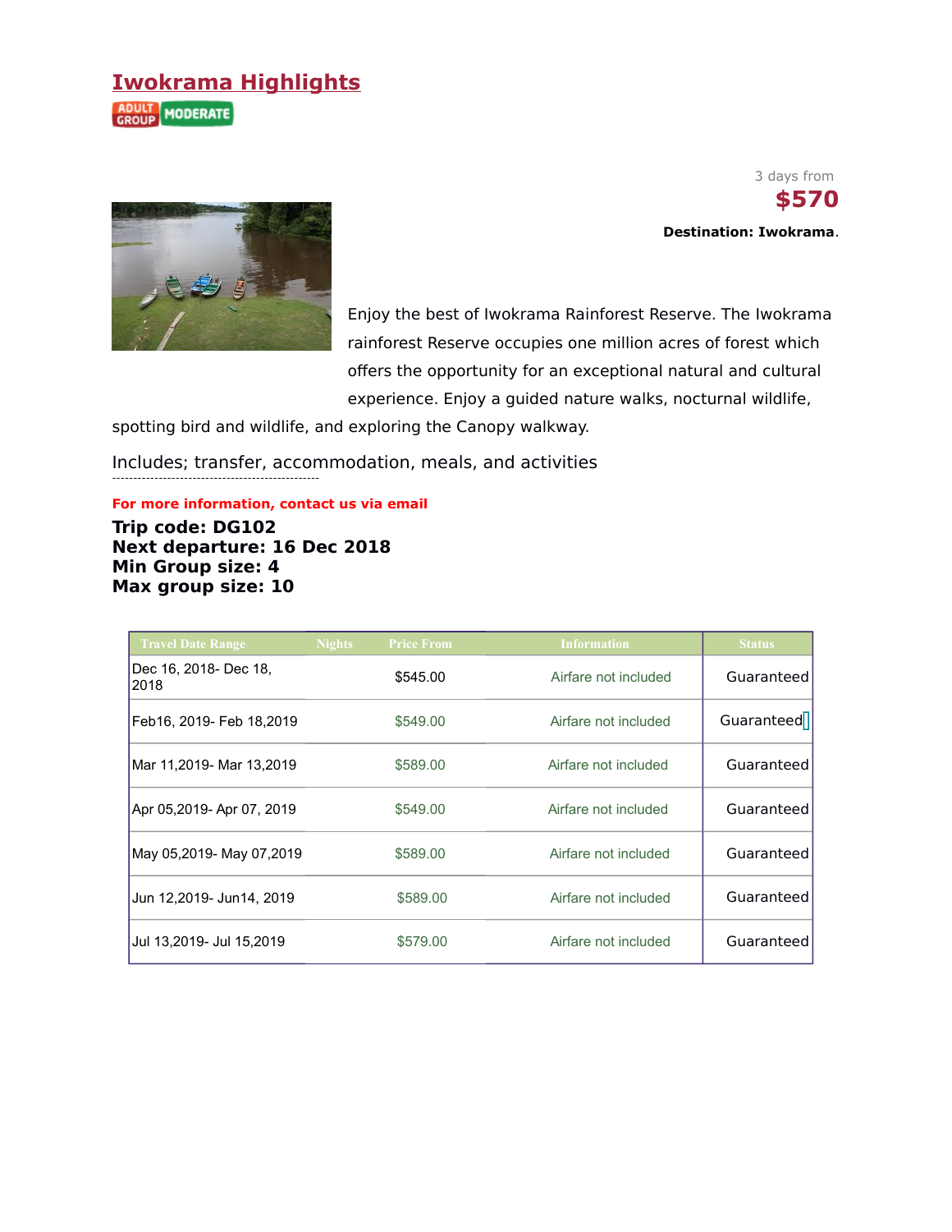# Iwokrama Highlights

ADULT GROUP MODERATE

3 days from

**$570**

**Destination: Iwokrama**.

Enjoy the best of Iwokrama Rainforest Reserve. The Iwokrama rainforest Reserve occupies one million acres of forest which offers the opportunity for an exceptional natural and cultural experience. Enjoy a guided nature walks, nocturnal wildlife, spotting bird and wildlife, and exploring the Canopy walkway.

Includes; transfer, accommodation, meals, and activities

---

**For more information, contact us via email**

**Trip code: DG102**
**Next departure: 16 Dec 2018**
**Min Group size: 4**
**Max group size: 10**

| Travel Date Range | Nights | Price From | Information | Status |
|---|---|---|---|---|
| Dec 16, 2018- Dec 18, 2018 | | $545.00 | Airfare not included | Guaranteed |
| Feb16, 2019- Feb 18,2019 | | $549.00 | Airfare not included | Guaranteed |
| Mar 11,2019- Mar 13,2019 | | $589.00 | Airfare not included | Guaranteed |
| Apr 05,2019- Apr 07, 2019 | | $549.00 | Airfare not included | Guaranteed |
| May 05,2019- May 07,2019 | | $589.00 | Airfare not included | Guaranteed |
| Jun 12,2019- Jun14, 2019 | | $589.00 | Airfare not included | Guaranteed |
| Jul 13,2019- Jul 15,2019 | | $579.00 | Airfare not included | Guaranteed |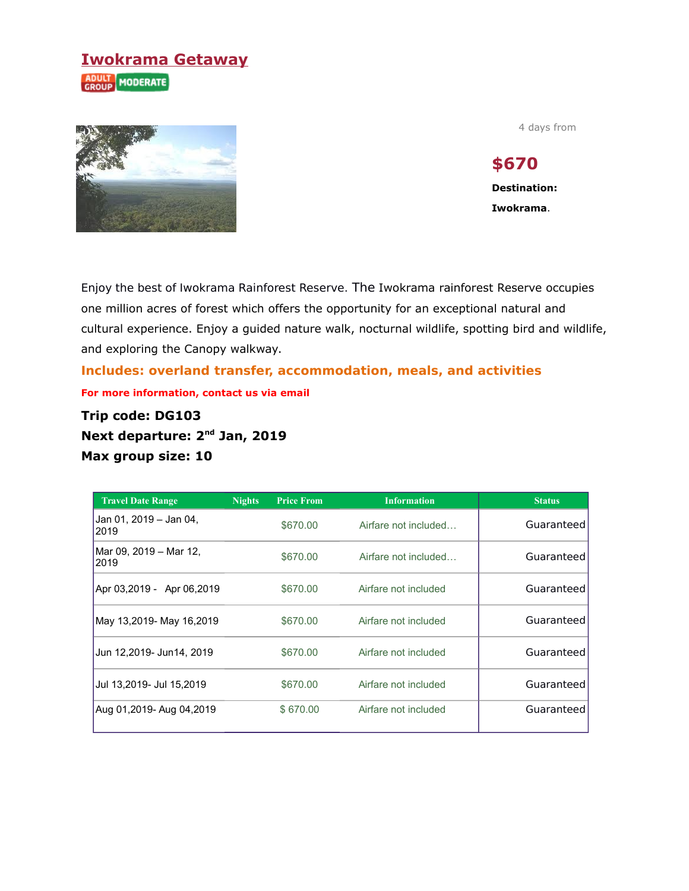# Iwokrama Getaway

ADULT GROUP MODERATE

4 days from

**$670**

**Destination:**

**Iwokrama**.

Enjoy the best of Iwokrama Rainforest Reserve. The Iwokrama rainforest Reserve occupies one million acres of forest which offers the opportunity for an exceptional natural and cultural experience. Enjoy a guided nature walk, nocturnal wildlife, spotting bird and wildlife, and exploring the Canopy walkway.

**Includes: overland transfer, accommodation, meals, and activities**

**For more information, contact us via email**

**Trip code: DG103**
**Next departure: 2nd Jan, 2019**
**Max group size: 10**

| Travel Date Range | Nights | Price From | Information | Status |
|---|---|---|---|---|
| Jan 01, 2019 – Jan 04, 2019 | | $670.00 | Airfare not included… | Guaranteed |
| Mar 09, 2019 – Mar 12, 2019 | | $670.00 | Airfare not included… | Guaranteed |
| Apr 03,2019 - Apr 06,2019 | | $670.00 | Airfare not included | Guaranteed |
| May 13,2019- May 16,2019 | | $670.00 | Airfare not included | Guaranteed |
| Jun 12,2019- Jun14, 2019 | | $670.00 | Airfare not included | Guaranteed |
| Jul 13,2019- Jul 15,2019 | | $670.00 | Airfare not included | Guaranteed |
| Aug 01,2019- Aug 04,2019 | | $ 670.00 | Airfare not included | Guaranteed |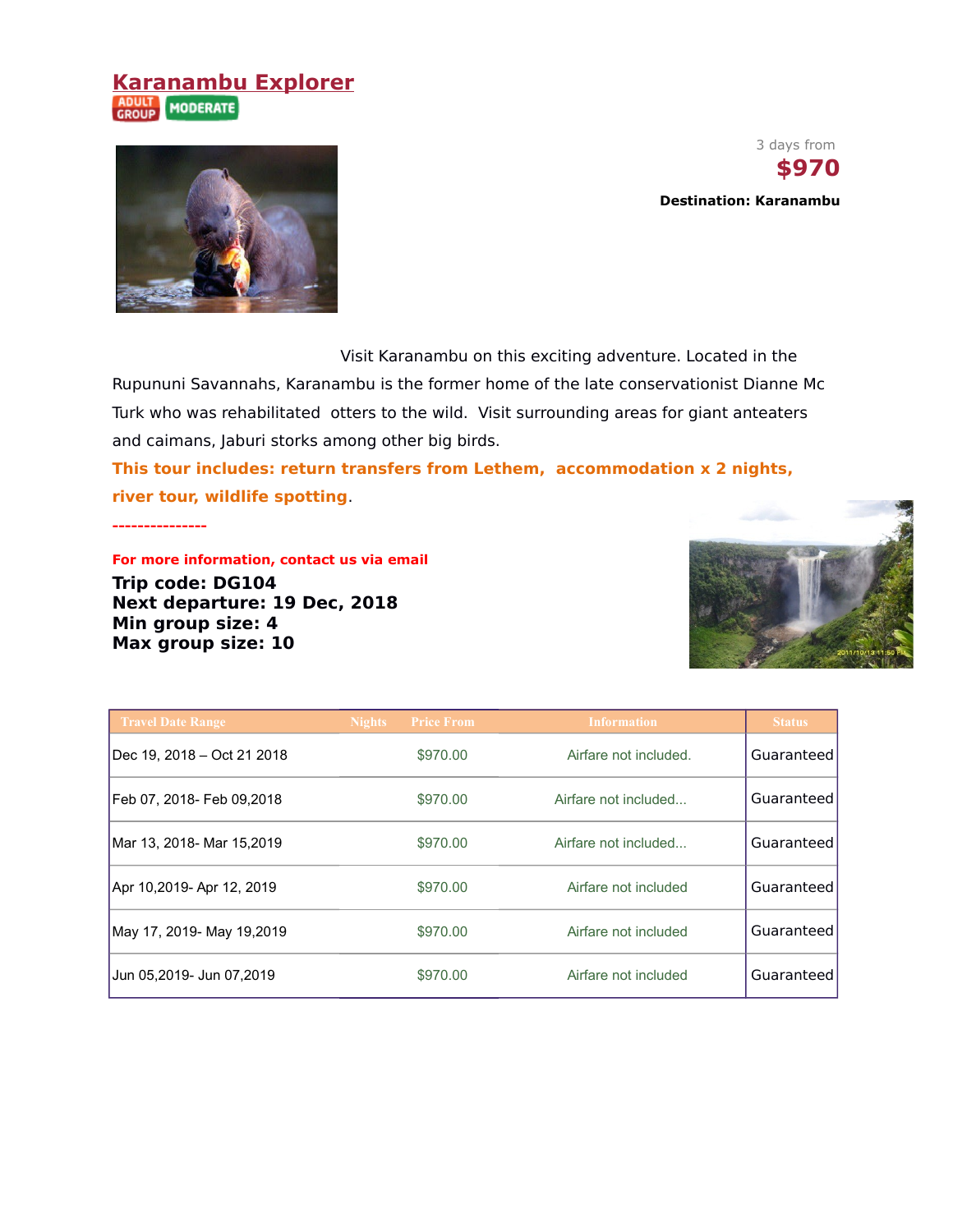# Karanambu Explorer

ADULT GROUP MODERATE

3 days from
**$970**

**Destination: Karanambu**

Visit Karanambu on this exciting adventure. Located in the Rupununi Savannahs, Karanambu is the former home of the late conservationist Dianne Mc Turk who was rehabilitated otters to the wild. Visit surrounding areas for giant anteaters and caimans, Jaburi storks among other big birds.

**This tour includes: return transfers from Lethem, accommodation x 2 nights, river tour, wildlife spotting**.

---------------

**For more information, contact us via email**

**Trip code: DG104**
**Next departure: 19 Dec, 2018**
**Min group size: 4**
**Max group size: 10**

| Travel Date Range | Nights | Price From | Information | Status |
|---|---|---|---|---|
| Dec 19, 2018 – Oct 21 2018 | | $970.00 | Airfare not included. | Guaranteed |
| Feb 07, 2018- Feb 09,2018 | | $970.00 | Airfare not included... | Guaranteed |
| Mar 13, 2018- Mar 15,2019 | | $970.00 | Airfare not included... | Guaranteed |
| Apr 10,2019- Apr 12, 2019 | | $970.00 | Airfare not included | Guaranteed |
| May 17, 2019- May 19,2019 | | $970.00 | Airfare not included | Guaranteed |
| Jun 05,2019- Jun 07,2019 | | $970.00 | Airfare not included | Guaranteed |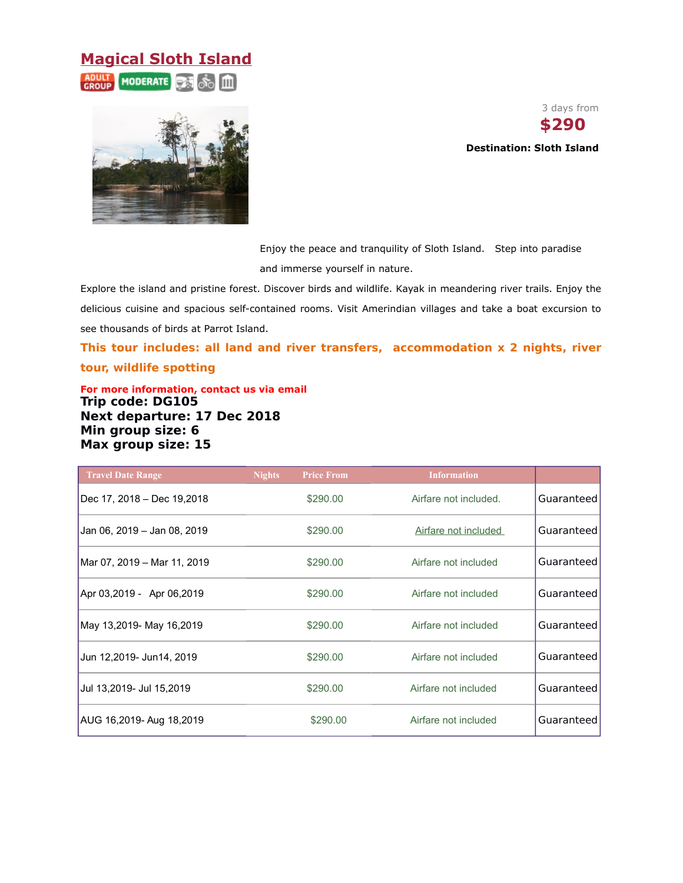# Magical Sloth Island

ADULT GROUP MODERATE

3 days from

**$290**

**Destination: Sloth Island**

Enjoy the peace and tranquility of Sloth Island. Step into paradise and immerse yourself in nature.

Explore the island and pristine forest. Discover birds and wildlife. Kayak in meandering river trails. Enjoy the delicious cuisine and spacious self-contained rooms. Visit Amerindian villages and take a boat excursion to see thousands of birds at Parrot Island.

**This tour includes: all land and river transfers, accommodation x 2 nights, river tour, wildlife spotting**

**For more information, contact us via email**

**Trip code: DG105**
**Next departure: 17 Dec 2018**
**Min group size: 6**
**Max group size: 15**

| Travel Date Range | Nights | Price From | Information | |
|---|---|---|---|---|
| Dec 17, 2018 – Dec 19,2018 | | $290.00 | Airfare not included. | Guaranteed |
| Jan 06, 2019 – Jan 08, 2019 | | $290.00 | Airfare not included | Guaranteed |
| Mar 07, 2019 – Mar 11, 2019 | | $290.00 | Airfare not included | Guaranteed |
| Apr 03,2019 - Apr 06,2019 | | $290.00 | Airfare not included | Guaranteed |
| May 13,2019- May 16,2019 | | $290.00 | Airfare not included | Guaranteed |
| Jun 12,2019- Jun14, 2019 | | $290.00 | Airfare not included | Guaranteed |
| Jul 13,2019- Jul 15,2019 | | $290.00 | Airfare not included | Guaranteed |
| AUG 16,2019- Aug 18,2019 | | $290.00 | Airfare not included | Guaranteed |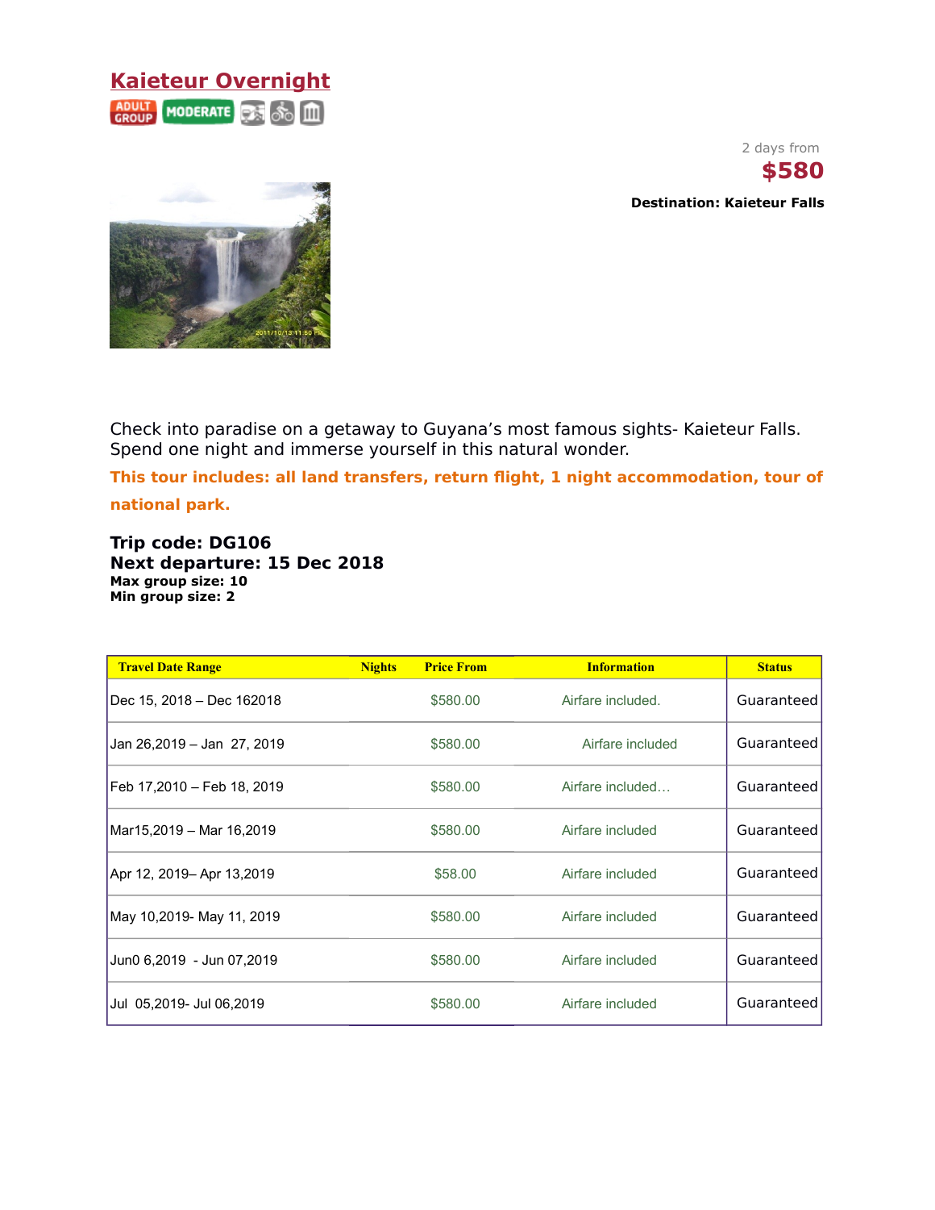# Kaieteur Overnight

ADULT GROUP MODERATE

2 days from

**$580**

**Destination: Kaieteur Falls**

Check into paradise on a getaway to Guyana's most famous sights- Kaieteur Falls. Spend one night and immerse yourself in this natural wonder.

**This tour includes: all land transfers, return flight, 1 night accommodation, tour of national park.**

**Trip code: DG106**
**Next departure: 15 Dec 2018**
**Max group size: 10**
**Min group size: 2**

| Travel Date Range | Nights | Price From | Information | Status |
|---|---|---|---|---|
| Dec 15, 2018 – Dec 162018 | | $580.00 | Airfare included. | Guaranteed |
| Jan 26,2019 – Jan 27, 2019 | | $580.00 | Airfare included | Guaranteed |
| Feb 17,2010 – Feb 18, 2019 | | $580.00 | Airfare included… | Guaranteed |
| Mar15,2019 – Mar 16,2019 | | $580.00 | Airfare included | Guaranteed |
| Apr 12, 2019– Apr 13,2019 | | $58.00 | Airfare included | Guaranteed |
| May 10,2019- May 11, 2019 | | $580.00 | Airfare included | Guaranteed |
| Jun0 6,2019 - Jun 07,2019 | | $580.00 | Airfare included | Guaranteed |
| Jul 05,2019- Jul 06,2019 | | $580.00 | Airfare included | Guaranteed |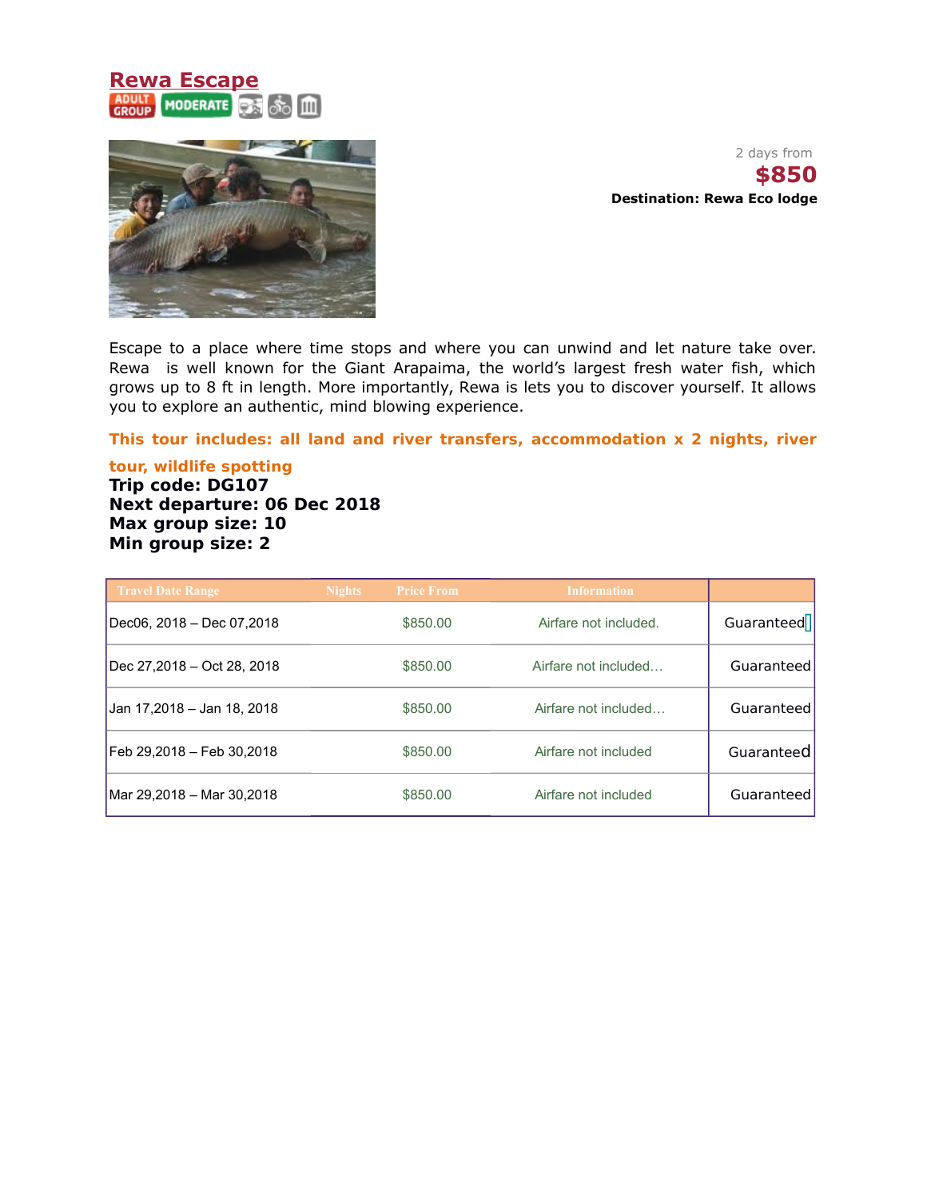## Rewa Escape

ADULT GROUP | MODERATE

2 days from

**$850**

**Destination: Rewa Eco lodge**

Escape to a place where time stops and where you can unwind and let nature take over. Rewa is well known for the Giant Arapaima, the world's largest fresh water fish, which grows up to 8 ft in length. More importantly, Rewa is lets you to discover yourself. It allows you to explore an authentic, mind blowing experience.

**This tour includes: all land and river transfers, accommodation x 2 nights, river tour, wildlife spotting**

**Trip code: DG107**
**Next departure: 06 Dec 2018**
**Max group size: 10**
**Min group size: 2**

| Travel Date Range | Nights | Price From | Information | |
|---|---|---|---|---|
| Dec06, 2018 – Dec 07,2018 | | $850.00 | Airfare not included. | Guaranteed |
| Dec 27,2018 – Oct 28, 2018 | | $850.00 | Airfare not included… | Guaranteed |
| Jan 17,2018 – Jan 18, 2018 | | $850.00 | Airfare not included… | Guaranteed |
| Feb 29,2018 – Feb 30,2018 | | $850.00 | Airfare not included | Guaranteed |
| Mar 29,2018 – Mar 30,2018 | | $850.00 | Airfare not included | Guaranteed |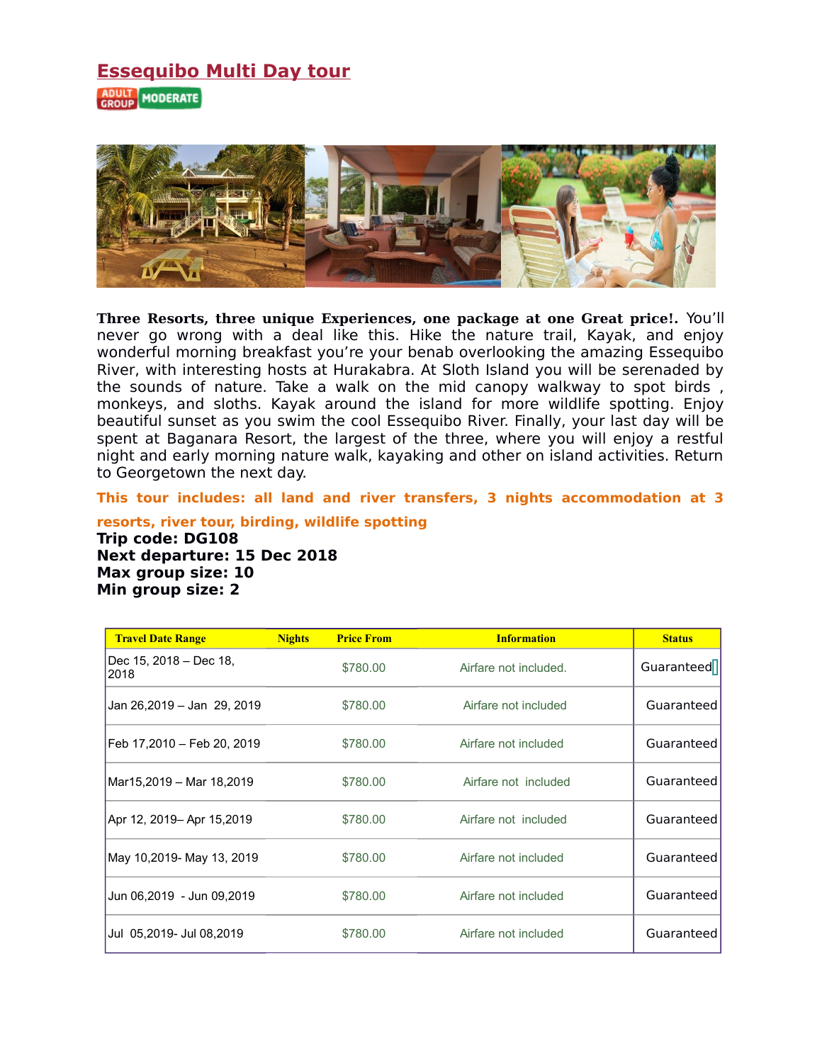## Essequibo Multi Day tour

ADULT GROUP MODERATE

**Three Resorts, three unique Experiences, one package at one Great price!.** You'll never go wrong with a deal like this. Hike the nature trail, Kayak, and enjoy wonderful morning breakfast you're your benab overlooking the amazing Essequibo River, with interesting hosts at Hurakabra. At Sloth Island you will be serenaded by the sounds of nature. Take a walk on the mid canopy walkway to spot birds , monkeys, and sloths. Kayak around the island for more wildlife spotting. Enjoy beautiful sunset as you swim the cool Essequibo River. Finally, your last day will be spent at Baganara Resort, the largest of the three, where you will enjoy a restful night and early morning nature walk, kayaking and other on island activities. Return to Georgetown the next day.

**This tour includes: all land and river transfers, 3 nights accommodation at 3 resorts, river tour, birding, wildlife spotting**

**Trip code: DG108**
**Next departure: 15 Dec 2018**
**Max group size: 10**
**Min group size: 2**

| Travel Date Range | Nights | Price From | Information | Status |
|---|---|---|---|---|
| Dec 15, 2018 – Dec 18, 2018 | | $780.00 | Airfare not included. | Guaranteed |
| Jan 26,2019 – Jan 29, 2019 | | $780.00 | Airfare not included | Guaranteed |
| Feb 17,2010 – Feb 20, 2019 | | $780.00 | Airfare not included | Guaranteed |
| Mar15,2019 – Mar 18,2019 | | $780.00 | Airfare not included | Guaranteed |
| Apr 12, 2019– Apr 15,2019 | | $780.00 | Airfare not included | Guaranteed |
| May 10,2019- May 13, 2019 | | $780.00 | Airfare not included | Guaranteed |
| Jun 06,2019 - Jun 09,2019 | | $780.00 | Airfare not included | Guaranteed |
| Jul 05,2019- Jul 08,2019 | | $780.00 | Airfare not included | Guaranteed |